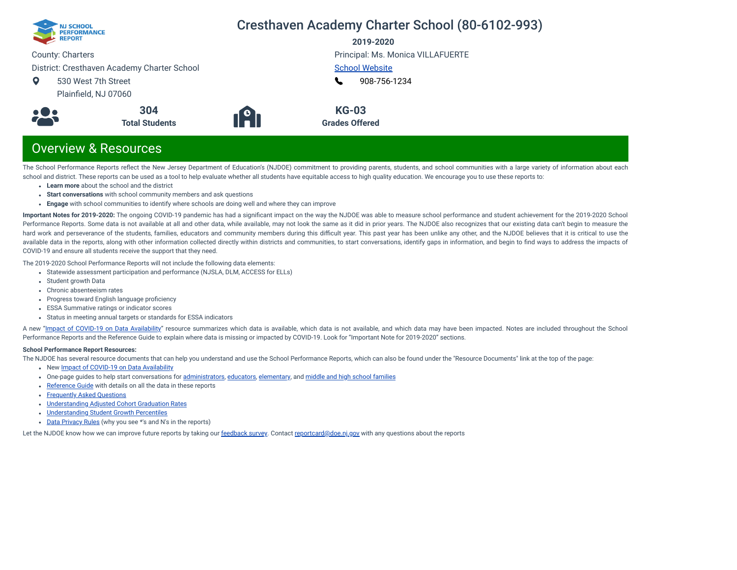NJ SCHOOL PERFORMANCE REPORT

# Cresthaven Academy Charter School (80-6102-993)

**2019-2020**

County: Charters

District: Cresthaven Academy Charter School

530 West 7th Street
Plainfield, NJ 07060

Principal: Ms. Monica VILLAFUERTE

School Website

908-756-1234

**304**
**Total Students**

**KG-03**
**Grades Offered**

## Overview & Resources

The School Performance Reports reflect the New Jersey Department of Education's (NJDOE) commitment to providing parents, students, and school communities with a large variety of information about each school and district. These reports can be used as a tool to help evaluate whether all students have equitable access to high quality education. We encourage you to use these reports to:

- **Learn more** about the school and the district
- **Start conversations** with school community members and ask questions
- **Engage** with school communities to identify where schools are doing well and where they can improve

**Important Notes for 2019-2020:** The ongoing COVID-19 pandemic has had a significant impact on the way the NJDOE was able to measure school performance and student achievement for the 2019-2020 School Performance Reports. Some data is not available at all and other data, while available, may not look the same as it did in prior years. The NJDOE also recognizes that our existing data can't begin to measure the hard work and perseverance of the students, families, educators and community members during this difficult year. This past year has been unlike any other, and the NJDOE believes that it is critical to use the available data in the reports, along with other information collected directly within districts and communities, to start conversations, identify gaps in information, and begin to find ways to address the impacts of COVID-19 and ensure all students receive the support that they need.

The 2019-2020 School Performance Reports will not include the following data elements:

- Statewide assessment participation and performance (NJSLA, DLM, ACCESS for ELLs)
- Student growth Data
- Chronic absenteeism rates
- Progress toward English language proficiency
- ESSA Summative ratings or indicator scores
- Status in meeting annual targets or standards for ESSA indicators

A new "Impact of COVID-19 on Data Availability" resource summarizes which data is available, which data is not available, and which data may have been impacted. Notes are included throughout the School Performance Reports and the Reference Guide to explain where data is missing or impacted by COVID-19. Look for "Important Note for 2019-2020" sections.

**School Performance Report Resources:**

The NJDOE has several resource documents that can help you understand and use the School Performance Reports, which can also be found under the "Resource Documents" link at the top of the page:

- New Impact of COVID-19 on Data Availability
- One-page guides to help start conversations for administrators, educators, elementary, and middle and high school families
- Reference Guide with details on all the data in these reports
- Frequently Asked Questions
- Understanding Adjusted Cohort Graduation Rates
- Understanding Student Growth Percentiles
- Data Privacy Rules (why you see *'s and N's in the reports)

Let the NJDOE know how we can improve future reports by taking our feedback survey. Contact reportcard@doe.nj.gov with any questions about the reports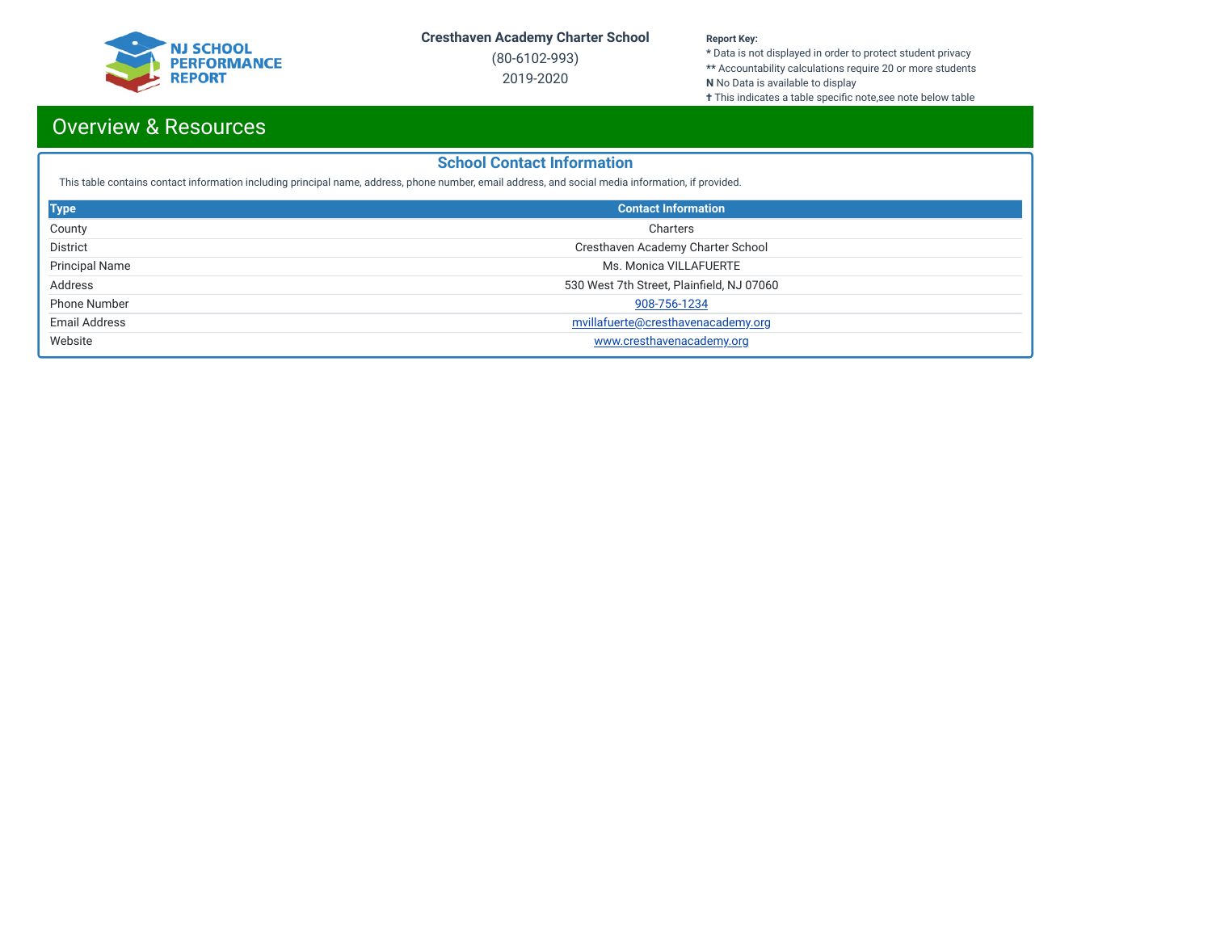# Overview & Resources

## School Contact Information

This table contains contact information including principal name, address, phone number, email address, and social media information, if provided.

| Type | Contact Information |
|---|---|
| County | Charters |
| District | Cresthaven Academy Charter School |
| Principal Name | Ms. Monica VILLAFUERTE |
| Address | 530 West 7th Street, Plainfield, NJ 07060 |
| Phone Number | 908-756-1234 |
| Email Address | mvillafuerte@cresthavenacademy.org |
| Website | www.cresthavenacademy.org |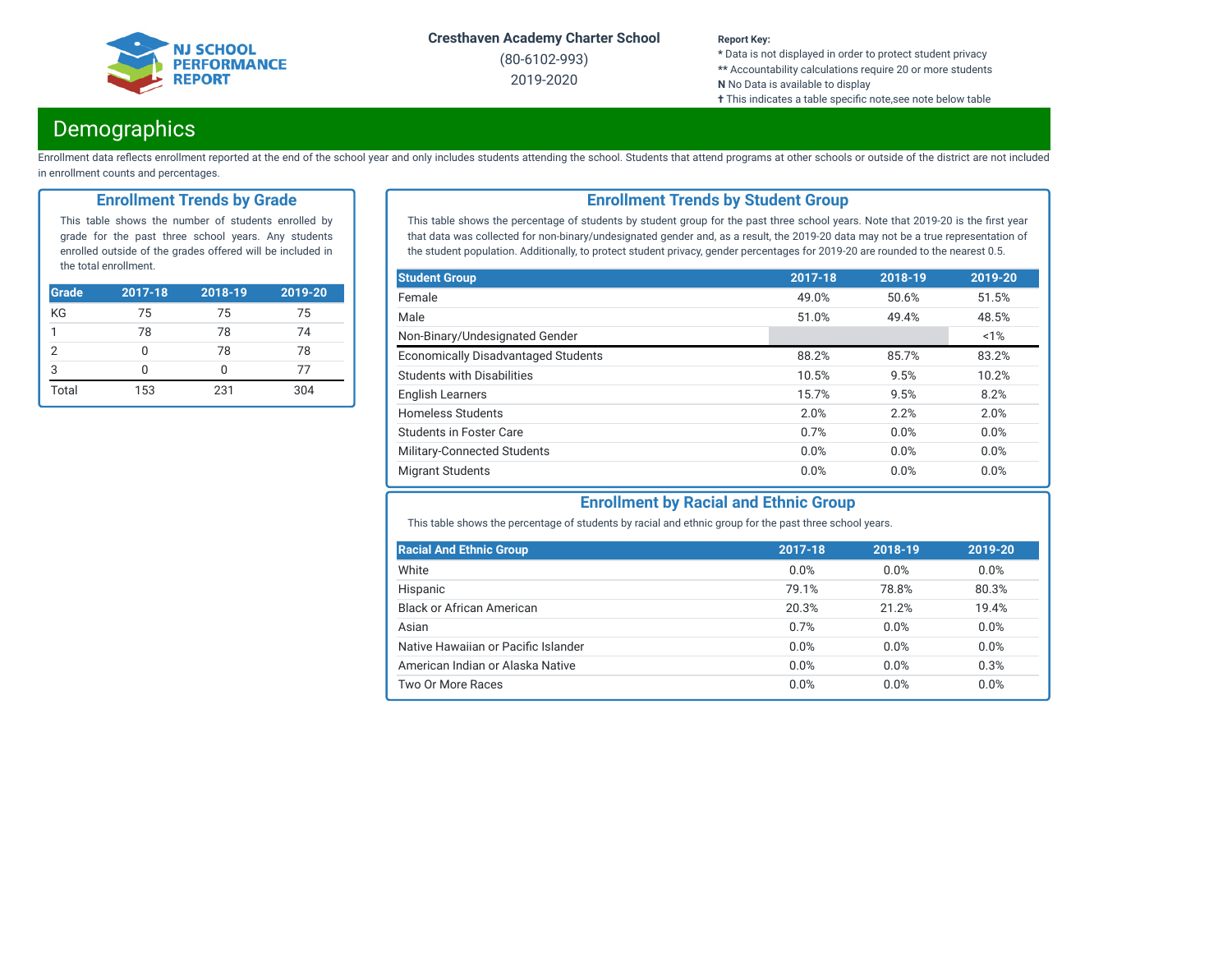Cresthaven Academy Charter School

(80-6102-993)

2019-2020

**Report Key:**
\* Data is not displayed in order to protect student privacy
\*\* Accountability calculations require 20 or more students
**N** No Data is available to display
✝ This indicates a table specific note,see note below table

# Demographics

Enrollment data reflects enrollment reported at the end of the school year and only includes students attending the school. Students that attend programs at other schools or outside of the district are not included in enrollment counts and percentages.

## Enrollment Trends by Grade

This table shows the number of students enrolled by grade for the past three school years. Any students enrolled outside of the grades offered will be included in the total enrollment.

| Grade | 2017-18 | 2018-19 | 2019-20 |
|---|---|---|---|
| KG | 75 | 75 | 75 |
| 1 | 78 | 78 | 74 |
| 2 | 0 | 78 | 78 |
| 3 | 0 | 0 | 77 |
| Total | 153 | 231 | 304 |

## Enrollment Trends by Student Group

This table shows the percentage of students by student group for the past three school years. Note that 2019-20 is the first year that data was collected for non-binary/undesignated gender and, as a result, the 2019-20 data may not be a true representation of the student population. Additionally, to protect student privacy, gender percentages for 2019-20 are rounded to the nearest 0.5.

| Student Group | 2017-18 | 2018-19 | 2019-20 |
|---|---|---|---|
| Female | 49.0% | 50.6% | 51.5% |
| Male | 51.0% | 49.4% | 48.5% |
| Non-Binary/Undesignated Gender | | | <1% |
| Economically Disadvantaged Students | 88.2% | 85.7% | 83.2% |
| Students with Disabilities | 10.5% | 9.5% | 10.2% |
| English Learners | 15.7% | 9.5% | 8.2% |
| Homeless Students | 2.0% | 2.2% | 2.0% |
| Students in Foster Care | 0.7% | 0.0% | 0.0% |
| Military-Connected Students | 0.0% | 0.0% | 0.0% |
| Migrant Students | 0.0% | 0.0% | 0.0% |

## Enrollment by Racial and Ethnic Group

This table shows the percentage of students by racial and ethnic group for the past three school years.

| Racial And Ethnic Group | 2017-18 | 2018-19 | 2019-20 |
|---|---|---|---|
| White | 0.0% | 0.0% | 0.0% |
| Hispanic | 79.1% | 78.8% | 80.3% |
| Black or African American | 20.3% | 21.2% | 19.4% |
| Asian | 0.7% | 0.0% | 0.0% |
| Native Hawaiian or Pacific Islander | 0.0% | 0.0% | 0.0% |
| American Indian or Alaska Native | 0.0% | 0.0% | 0.3% |
| Two Or More Races | 0.0% | 0.0% | 0.0% |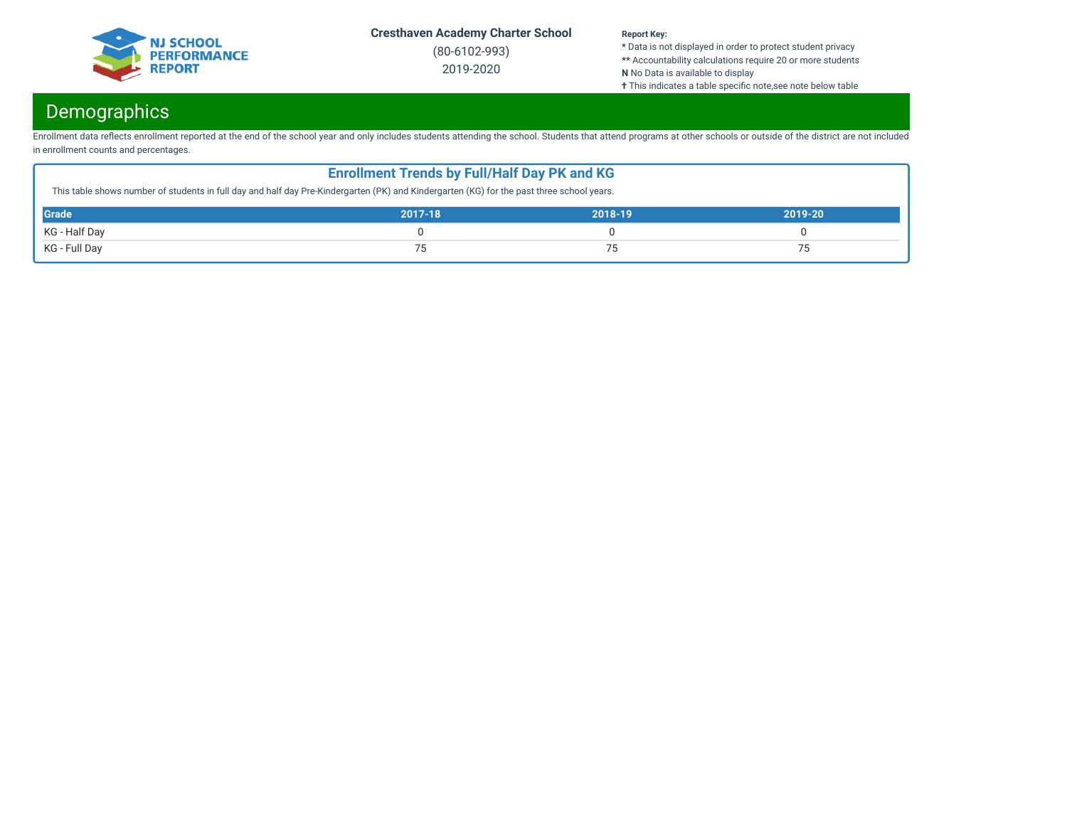## Demographics

Enrollment data reflects enrollment reported at the end of the school year and only includes students attending the school. Students that attend programs at other schools or outside of the district are not included in enrollment counts and percentages.

### Enrollment Trends by Full/Half Day PK and KG

This table shows number of students in full day and half day Pre-Kindergarten (PK) and Kindergarten (KG) for the past three school years.

| Grade | 2017-18 | 2018-19 | 2019-20 |
|---|---|---|---|
| KG - Half Day | 0 | 0 | 0 |
| KG - Full Day | 75 | 75 | 75 |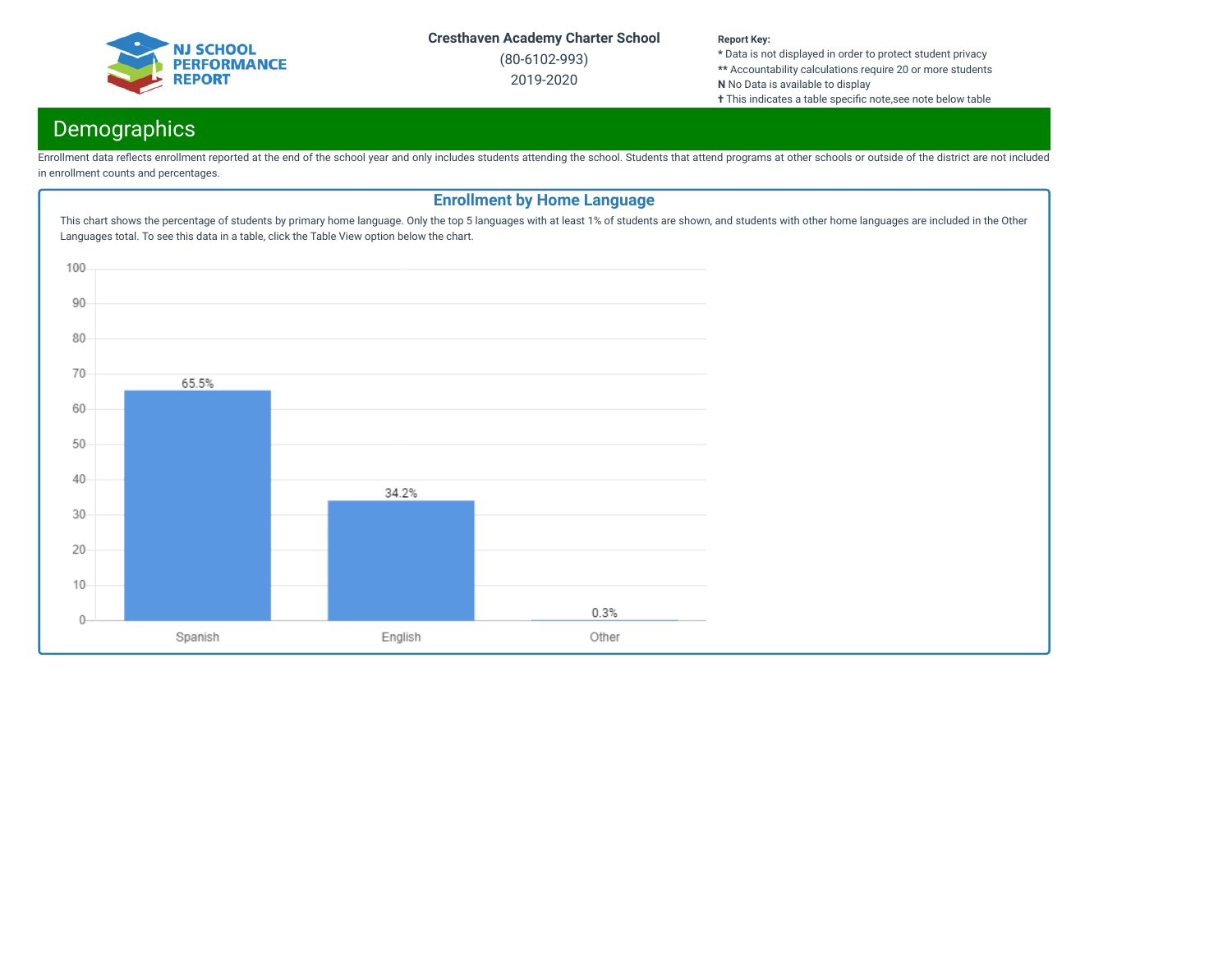Cresthaven Academy Charter School
(80-6102-993)
2019-2020

**Report Key:**
* Data is not displayed in order to protect student privacy
** Accountability calculations require 20 or more students
**N** No Data is available to display
✝ This indicates a table specific note,see note below table

## Demographics

Enrollment data reflects enrollment reported at the end of the school year and only includes students attending the school. Students that attend programs at other schools or outside of the district are not included in enrollment counts and percentages.

### Enrollment by Home Language

This chart shows the percentage of students by primary home language. Only the top 5 languages with at least 1% of students are shown, and students with other home languages are included in the Other Languages total. To see this data in a table, click the Table View option below the chart.

| Language | Percentage |
| --- | --- |
| Spanish | 65.5% |
| English | 34.2% |
| Other | 0.3% |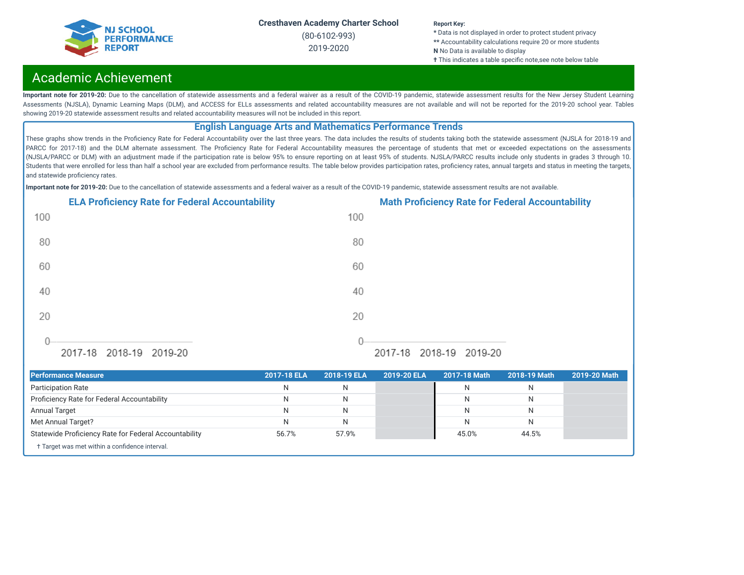Cresthaven Academy Charter School

(80-6102-993)

2019-2020

**Report Key:**
* Data is not displayed in order to protect student privacy
** Accountability calculations require 20 or more students
**N** No Data is available to display
† This indicates a table specific note,see note below table

# Academic Achievement

**Important note for 2019-20:** Due to the cancellation of statewide assessments and a federal waiver as a result of the COVID-19 pandemic, statewide assessment results for the New Jersey Student Learning Assessments (NJSLA), Dynamic Learning Maps (DLM), and ACCESS for ELLs assessments and related accountability measures are not available and will not be reported for the 2019-20 school year. Tables showing 2019-20 statewide assessment results and related accountability measures will not be included in this report.

## English Language Arts and Mathematics Performance Trends

These graphs show trends in the Proficiency Rate for Federal Accountability over the last three years. The data includes the results of students taking both the statewide assessment (NJSLA for 2018-19 and PARCC for 2017-18) and the DLM alternate assessment. The Proficiency Rate for Federal Accountability measures the percentage of students that met or exceeded expectations on the assessments (NJSLA/PARCC or DLM) with an adjustment made if the participation rate is below 95% to ensure reporting on at least 95% of students. NJSLA/PARCC results include only students in grades 3 through 10. Students that were enrolled for less than half a school year are excluded from performance results. The table below provides participation rates, proficiency rates, annual targets and status in meeting the targets, and statewide proficiency rates.

**Important note for 2019-20:** Due to the cancellation of statewide assessments and a federal waiver as a result of the COVID-19 pandemic, statewide assessment results are not available.

### ELA Proficiency Rate for Federal Accountability

### Math Proficiency Rate for Federal Accountability

| Performance Measure | 2017-18 ELA | 2018-19 ELA | 2019-20 ELA | 2017-18 Math | 2018-19 Math | 2019-20 Math |
|---|---|---|---|---|---|---|
| Participation Rate | N | N | | N | N | |
| Proficiency Rate for Federal Accountability | N | N | | N | N | |
| Annual Target | N | N | | N | N | |
| Met Annual Target? | N | N | | N | N | |
| Statewide Proficiency Rate for Federal Accountability | 56.7% | 57.9% | | 45.0% | 44.5% | |

† Target was met within a confidence interval.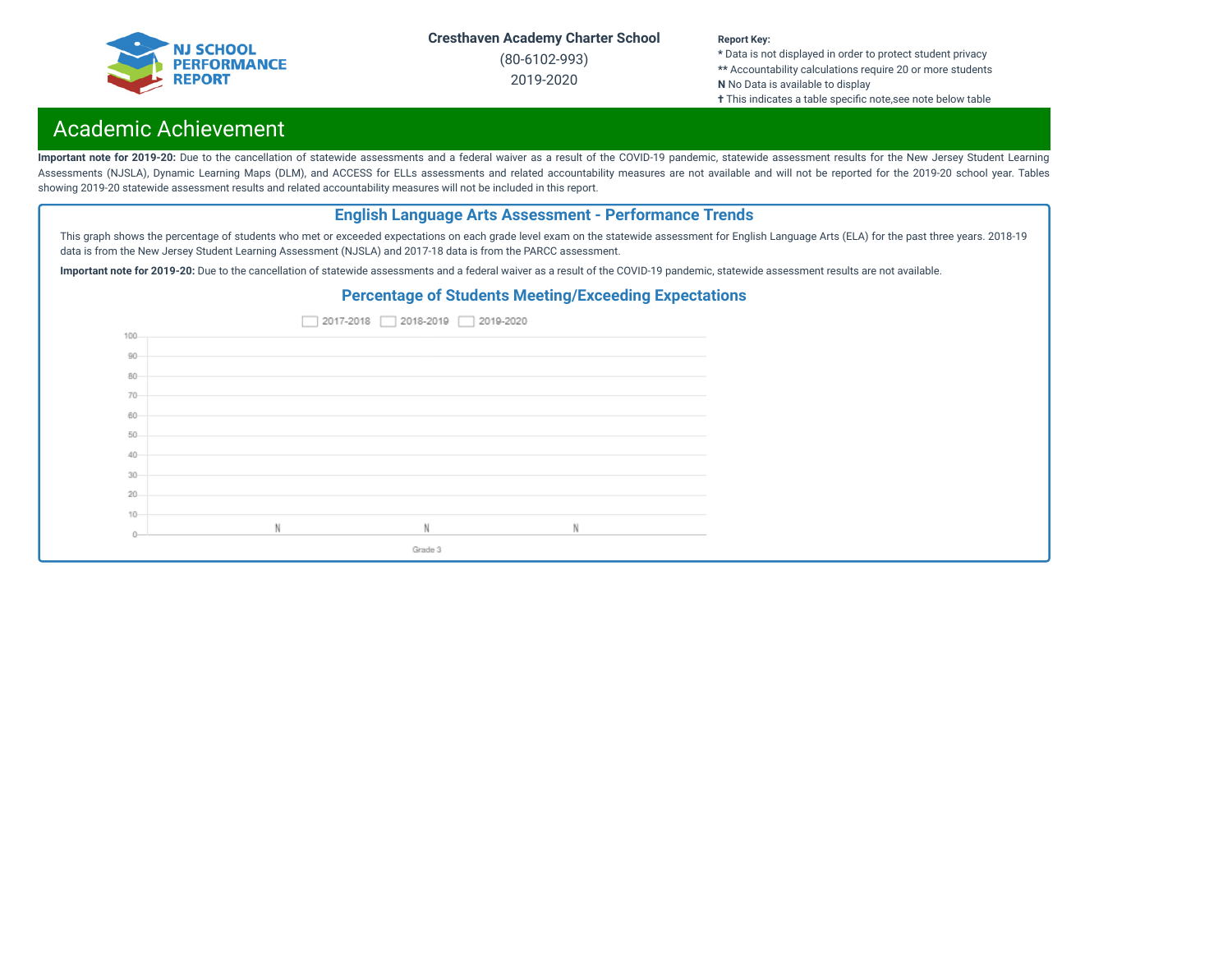Cresthaven Academy Charter School

(80-6102-993)

2019-2020

**Report Key:**

\* Data is not displayed in order to protect student privacy

\*\* Accountability calculations require 20 or more students

**N** No Data is available to display

✝ This indicates a table specific note,see note below table

# Academic Achievement

**Important note for 2019-20:** Due to the cancellation of statewide assessments and a federal waiver as a result of the COVID-19 pandemic, statewide assessment results for the New Jersey Student Learning Assessments (NJSLA), Dynamic Learning Maps (DLM), and ACCESS for ELLs assessments and related accountability measures are not available and will not be reported for the 2019-20 school year. Tables showing 2019-20 statewide assessment results and related accountability measures will not be included in this report.

## English Language Arts Assessment - Performance Trends

This graph shows the percentage of students who met or exceeded expectations on each grade level exam on the statewide assessment for English Language Arts (ELA) for the past three years. 2018-19 data is from the New Jersey Student Learning Assessment (NJSLA) and 2017-18 data is from the PARCC assessment.

**Important note for 2019-20:** Due to the cancellation of statewide assessments and a federal waiver as a result of the COVID-19 pandemic, statewide assessment results are not available.

### Percentage of Students Meeting/Exceeding Expectations

| | 2017-2018 | 2018-2019 | 2019-2020 |
|---|---|---|---|
| Grade 3 | N | N | N |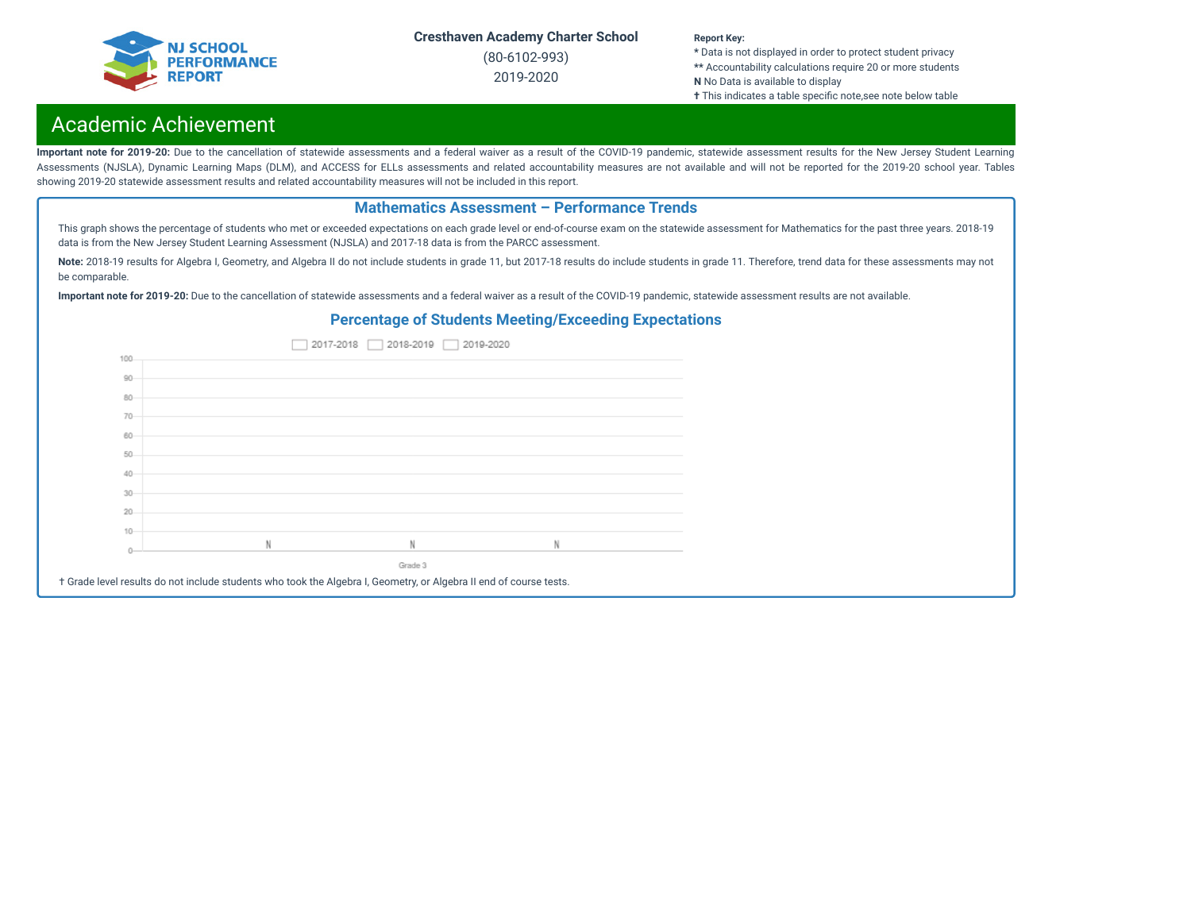**Cresthaven Academy Charter School**

(80-6102-993)

2019-2020

**Report Key:**
* Data is not displayed in order to protect student privacy
** Accountability calculations require 20 or more students
**N** No Data is available to display
✝ This indicates a table specific note,see note below table

## Academic Achievement

**Important note for 2019-20:** Due to the cancellation of statewide assessments and a federal waiver as a result of the COVID-19 pandemic, statewide assessment results for the New Jersey Student Learning Assessments (NJSLA), Dynamic Learning Maps (DLM), and ACCESS for ELLs assessments and related accountability measures are not available and will not be reported for the 2019-20 school year. Tables showing 2019-20 statewide assessment results and related accountability measures will not be included in this report.

### Mathematics Assessment – Performance Trends

This graph shows the percentage of students who met or exceeded expectations on each grade level or end-of-course exam on the statewide assessment for Mathematics for the past three years. 2018-19 data is from the New Jersey Student Learning Assessment (NJSLA) and 2017-18 data is from the PARCC assessment.

**Note:** 2018-19 results for Algebra I, Geometry, and Algebra II do not include students in grade 11, but 2017-18 results do include students in grade 11. Therefore, trend data for these assessments may not be comparable.

**Important note for 2019-20:** Due to the cancellation of statewide assessments and a federal waiver as a result of the COVID-19 pandemic, statewide assessment results are not available.

#### Percentage of Students Meeting/Exceeding Expectations

| | 2017-2018 | 2018-2019 | 2019-2020 |
|---|---|---|---|
| Grade 3 | N | N | N |

✝ Grade level results do not include students who took the Algebra I, Geometry, or Algebra II end of course tests.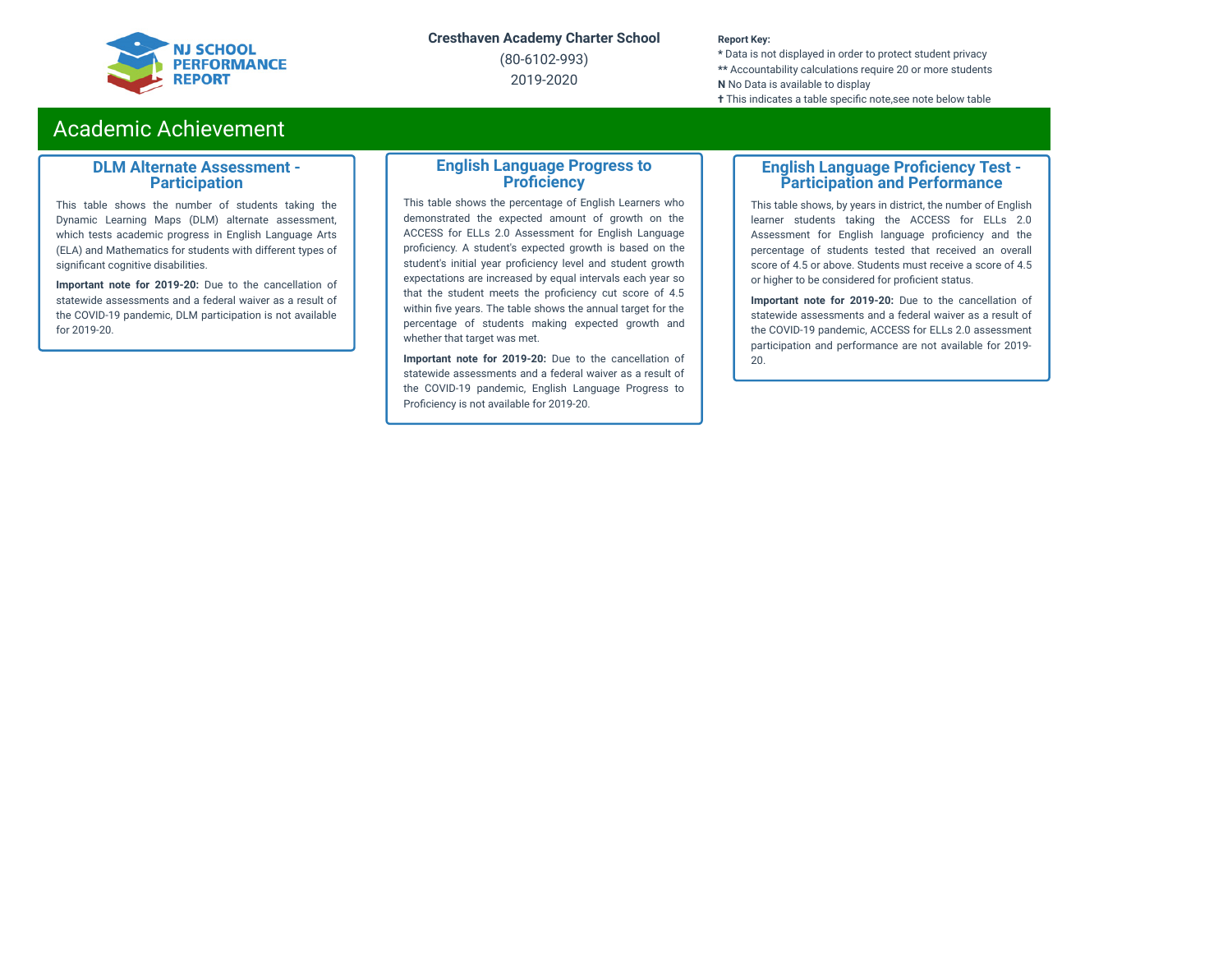## Academic Achievement

### DLM Alternate Assessment - Participation

This table shows the number of students taking the Dynamic Learning Maps (DLM) alternate assessment, which tests academic progress in English Language Arts (ELA) and Mathematics for students with different types of significant cognitive disabilities.

**Important note for 2019-20:** Due to the cancellation of statewide assessments and a federal waiver as a result of the COVID-19 pandemic, DLM participation is not available for 2019-20.

### English Language Progress to Proficiency

This table shows the percentage of English Learners who demonstrated the expected amount of growth on the ACCESS for ELLs 2.0 Assessment for English Language proficiency. A student's expected growth is based on the student's initial year proficiency level and student growth expectations are increased by equal intervals each year so that the student meets the proficiency cut score of 4.5 within five years. The table shows the annual target for the percentage of students making expected growth and whether that target was met.

**Important note for 2019-20:** Due to the cancellation of statewide assessments and a federal waiver as a result of the COVID-19 pandemic, English Language Progress to Proficiency is not available for 2019-20.

### English Language Proficiency Test - Participation and Performance

This table shows, by years in district, the number of English learner students taking the ACCESS for ELLs 2.0 Assessment for English language proficiency and the percentage of students tested that received an overall score of 4.5 or above. Students must receive a score of 4.5 or higher to be considered for proficient status.

**Important note for 2019-20:** Due to the cancellation of statewide assessments and a federal waiver as a result of the COVID-19 pandemic, ACCESS for ELLs 2.0 assessment participation and performance are not available for 2019-20.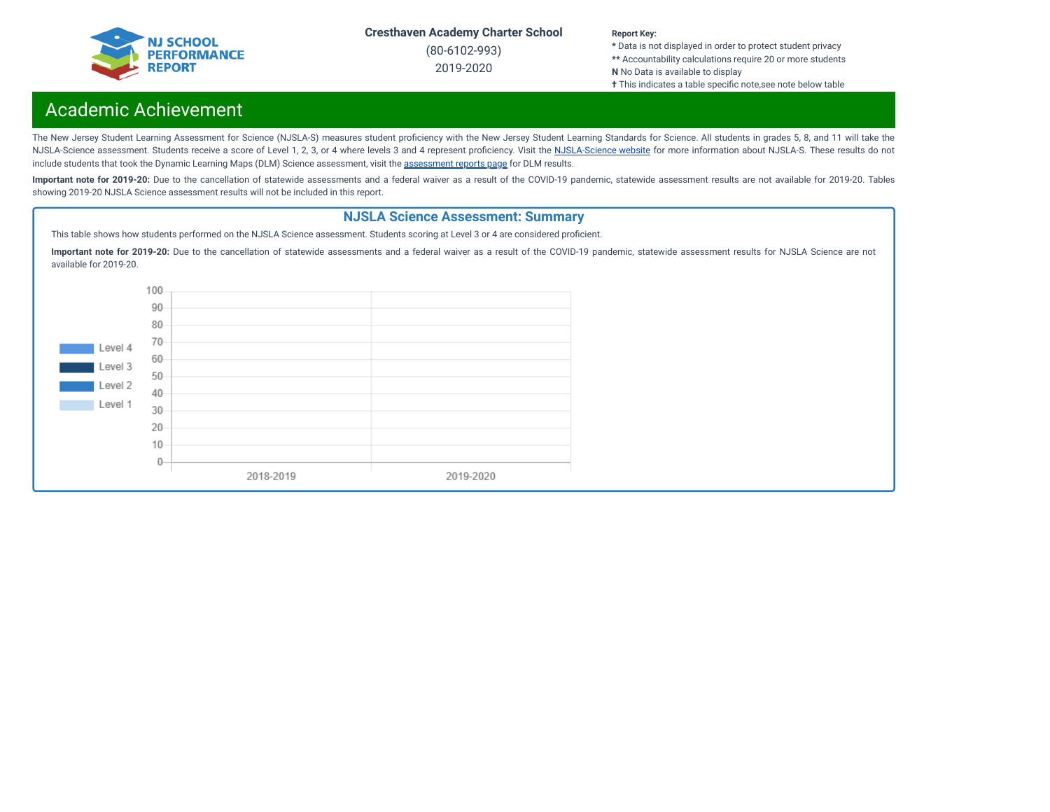Cresthaven Academy Charter School

(80-6102-993)

2019-2020

**Report Key:**

* Data is not displayed in order to protect student privacy

** Accountability calculations require 20 or more students

**N** No Data is available to display

✝ This indicates a table specific note,see note below table

# Academic Achievement

The New Jersey Student Learning Assessment for Science (NJSLA-S) measures student proficiency with the New Jersey Student Learning Standards for Science. All students in grades 5, 8, and 11 will take the NJSLA-Science assessment. Students receive a score of Level 1, 2, 3, or 4 where levels 3 and 4 represent proficiency. Visit the NJSLA-Science website for more information about NJSLA-S. These results do not include students that took the Dynamic Learning Maps (DLM) Science assessment, visit the assessment reports page for DLM results.

**Important note for 2019-20:** Due to the cancellation of statewide assessments and a federal waiver as a result of the COVID-19 pandemic, statewide assessment results are not available for 2019-20. Tables showing 2019-20 NJSLA Science assessment results will not be included in this report.

## NJSLA Science Assessment: Summary

This table shows how students performed on the NJSLA Science assessment. Students scoring at Level 3 or 4 are considered proficient.

**Important note for 2019-20:** Due to the cancellation of statewide assessments and a federal waiver as a result of the COVID-19 pandemic, statewide assessment results for NJSLA Science are not available for 2019-20.

Level 4
Level 3
Level 2
Level 1

100
90
80
70
60
50
40
30
20
10
0

2018-2019
2019-2020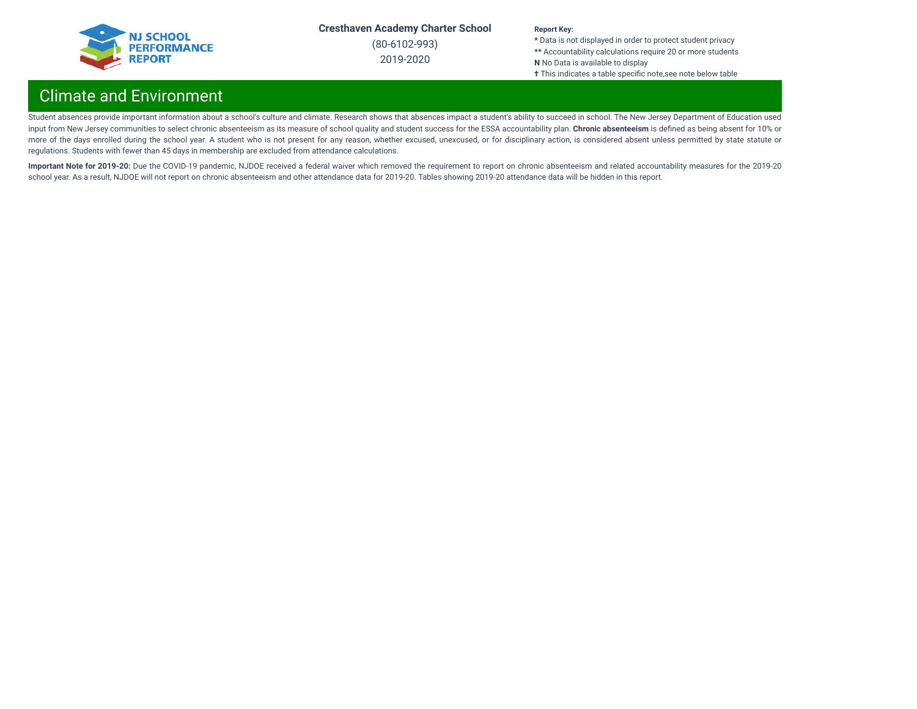# Climate and Environment

Student absences provide important information about a school's culture and climate. Research shows that absences impact a student's ability to succeed in school. The New Jersey Department of Education used input from New Jersey communities to select chronic absenteeism as its measure of school quality and student success for the ESSA accountability plan. **Chronic absenteeism** is defined as being absent for 10% or more of the days enrolled during the school year. A student who is not present for any reason, whether excused, unexcused, or for disciplinary action, is considered absent unless permitted by state statute or regulations. Students with fewer than 45 days in membership are excluded from attendance calculations.

**Important Note for 2019-20:** Due the COVID-19 pandemic, NJDOE received a federal waiver which removed the requirement to report on chronic absenteeism and related accountability measures for the 2019-20 school year. As a result, NJDOE will not report on chronic absenteeism and other attendance data for 2019-20. Tables showing 2019-20 attendance data will be hidden in this report.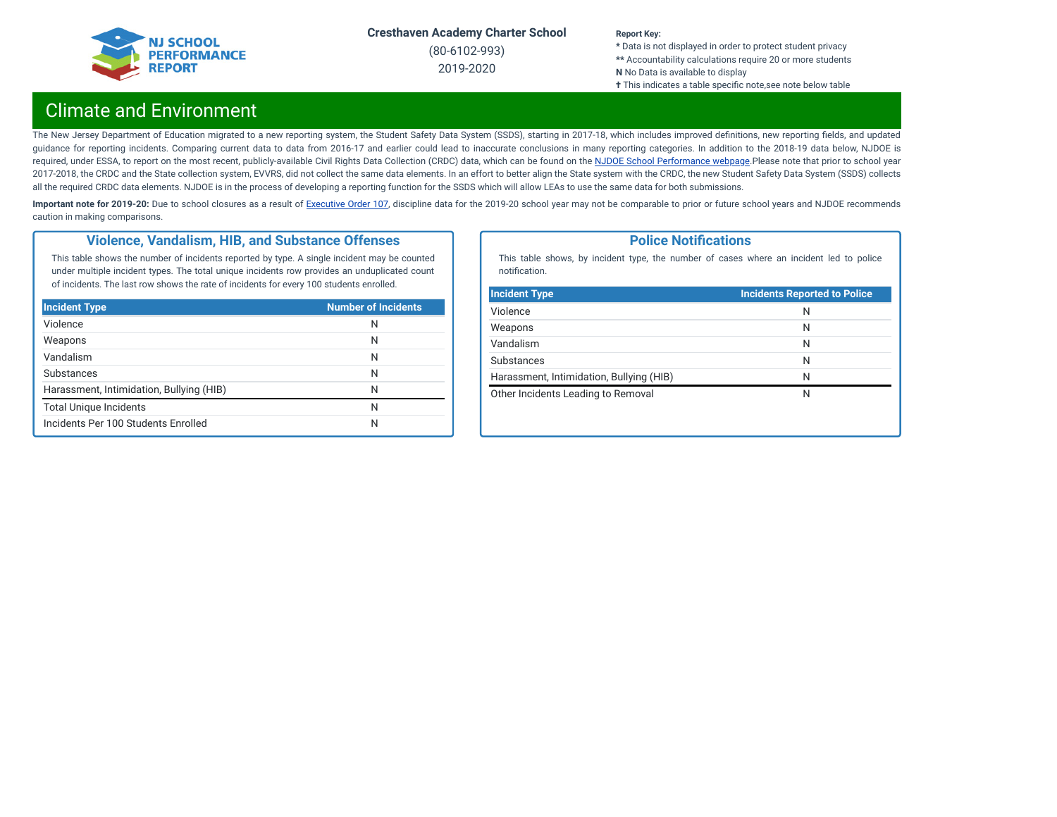**Cresthaven Academy Charter School**

(80-6102-993)

2019-2020

**Report Key:**
* Data is not displayed in order to protect student privacy
** Accountability calculations require 20 or more students
**N** No Data is available to display
✝ This indicates a table specific note,see note below table

# Climate and Environment

The New Jersey Department of Education migrated to a new reporting system, the Student Safety Data System (SSDS), starting in 2017-18, which includes improved definitions, new reporting fields, and updated guidance for reporting incidents. Comparing current data to data from 2016-17 and earlier could lead to inaccurate conclusions in many reporting categories. In addition to the 2018-19 data below, NJDOE is required, under ESSA, to report on the most recent, publicly-available Civil Rights Data Collection (CRDC) data, which can be found on the NJDOE School Performance webpage.Please note that prior to school year 2017-2018, the CRDC and the State collection system, EVVRS, did not collect the same data elements. In an effort to better align the State system with the CRDC, the new Student Safety Data System (SSDS) collects all the required CRDC data elements. NJDOE is in the process of developing a reporting function for the SSDS which will allow LEAs to use the same data for both submissions.

**Important note for 2019-20:** Due to school closures as a result of Executive Order 107, discipline data for the 2019-20 school year may not be comparable to prior or future school years and NJDOE recommends caution in making comparisons.

## Violence, Vandalism, HIB, and Substance Offenses

This table shows the number of incidents reported by type. A single incident may be counted under multiple incident types. The total unique incidents row provides an unduplicated count of incidents. The last row shows the rate of incidents for every 100 students enrolled.

| Incident Type | Number of Incidents |
|---|---|
| Violence | N |
| Weapons | N |
| Vandalism | N |
| Substances | N |
| Harassment, Intimidation, Bullying (HIB) | N |
| Total Unique Incidents | N |
| Incidents Per 100 Students Enrolled | N |

## Police Notifications

This table shows, by incident type, the number of cases where an incident led to police notification.

| Incident Type | Incidents Reported to Police |
|---|---|
| Violence | N |
| Weapons | N |
| Vandalism | N |
| Substances | N |
| Harassment, Intimidation, Bullying (HIB) | N |
| Other Incidents Leading to Removal | N |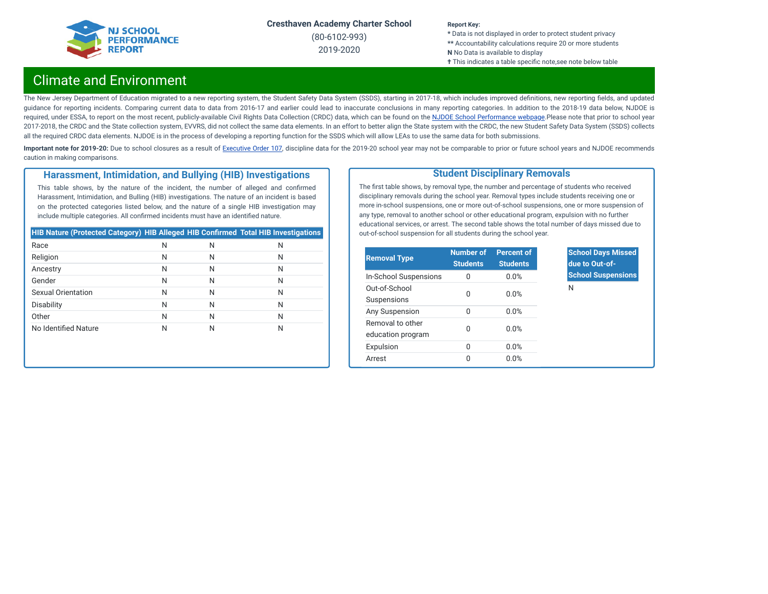# Climate and Environment

The New Jersey Department of Education migrated to a new reporting system, the Student Safety Data System (SSDS), starting in 2017-18, which includes improved definitions, new reporting fields, and updated guidance for reporting incidents. Comparing current data to data from 2016-17 and earlier could lead to inaccurate conclusions in many reporting categories. In addition to the 2018-19 data below, NJDOE is required, under ESSA, to report on the most recent, publicly-available Civil Rights Data Collection (CRDC) data, which can be found on the NJDOE School Performance webpage.Please note that prior to school year 2017-2018, the CRDC and the State collection system, EVVRS, did not collect the same data elements. In an effort to better align the State system with the CRDC, the new Student Safety Data System (SSDS) collects all the required CRDC data elements. NJDOE is in the process of developing a reporting function for the SSDS which will allow LEAs to use the same data for both submissions.

**Important note for 2019-20:** Due to school closures as a result of Executive Order 107, discipline data for the 2019-20 school year may not be comparable to prior or future school years and NJDOE recommends caution in making comparisons.

## Harassment, Intimidation, and Bullying (HIB) Investigations

This table shows, by the nature of the incident, the number of alleged and confirmed Harassment, Intimidation, and Bulling (HIB) investigations. The nature of an incident is based on the protected categories listed below, and the nature of a single HIB investigation may include multiple categories. All confirmed incidents must have an identified nature.

| HIB Nature (Protected Category) | HIB Alleged | HIB Confirmed | Total HIB Investigations |
|---|---|---|---|
| Race | N | N | N |
| Religion | N | N | N |
| Ancestry | N | N | N |
| Gender | N | N | N |
| Sexual Orientation | N | N | N |
| Disability | N | N | N |
| Other | N | N | N |
| No Identified Nature | N | N | N |

## Student Disciplinary Removals

The first table shows, by removal type, the number and percentage of students who received disciplinary removals during the school year. Removal types include students receiving one or more in-school suspensions, one or more out-of-school suspensions, one or more suspension of any type, removal to another school or other educational program, expulsion with no further educational services, or arrest. The second table shows the total number of days missed due to out-of-school suspension for all students during the school year.

| Removal Type | Number of Students | Percent of Students |
|---|---|---|
| In-School Suspensions | 0 | 0.0% |
| Out-of-School Suspensions | 0 | 0.0% |
| Any Suspension | 0 | 0.0% |
| Removal to other education program | 0 | 0.0% |
| Expulsion | 0 | 0.0% |
| Arrest | 0 | 0.0% |

| School Days Missed due to Out-of-School Suspensions |
|---|
| N |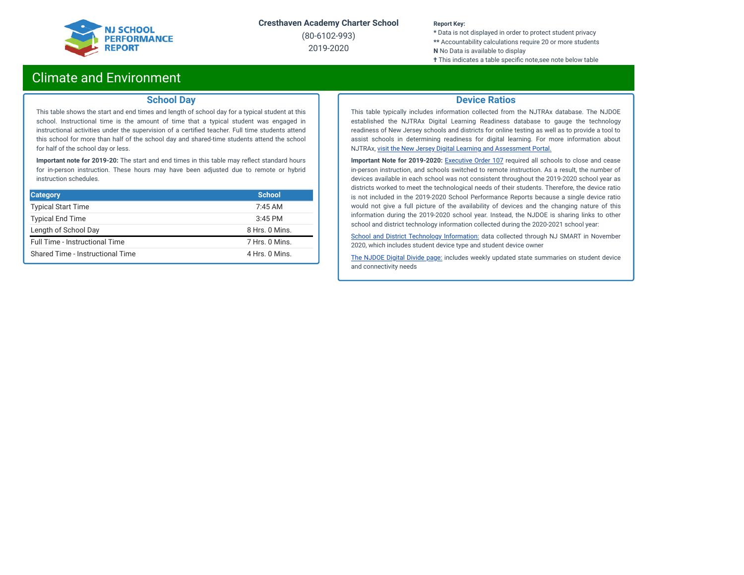# Climate and Environment

## School Day

This table shows the start and end times and length of school day for a typical student at this school. Instructional time is the amount of time that a typical student was engaged in instructional activities under the supervision of a certified teacher. Full time students attend this school for more than half of the school day and shared-time students attend the school for half of the school day or less.

**Important note for 2019-20:** The start and end times in this table may reflect standard hours for in-person instruction. These hours may have been adjusted due to remote or hybrid instruction schedules.

| Category | School |
|---|---|
| Typical Start Time | 7:45 AM |
| Typical End Time | 3:45 PM |
| Length of School Day | 8 Hrs. 0 Mins. |
| Full Time - Instructional Time | 7 Hrs. 0 Mins. |
| Shared Time - Instructional Time | 4 Hrs. 0 Mins. |

## Device Ratios

This table typically includes information collected from the NJTRAx database. The NJDOE established the NJTRAx Digital Learning Readiness database to gauge the technology readiness of New Jersey schools and districts for online testing as well as to provide a tool to assist schools in determining readiness for digital learning. For more information about NJTRAx, visit the New Jersey Digital Learning and Assessment Portal.

**Important Note for 2019-2020:** Executive Order 107 required all schools to close and cease in-person instruction, and schools switched to remote instruction. As a result, the number of devices available in each school was not consistent throughout the 2019-2020 school year as districts worked to meet the technological needs of their students. Therefore, the device ratio is not included in the 2019-2020 School Performance Reports because a single device ratio would not give a full picture of the availability of devices and the changing nature of this information during the 2019-2020 school year. Instead, the NJDOE is sharing links to other school and district technology information collected during the 2020-2021 school year:

School and District Technology Information: data collected through NJ SMART in November 2020, which includes student device type and student device owner

The NJDOE Digital Divide page: includes weekly updated state summaries on student device and connectivity needs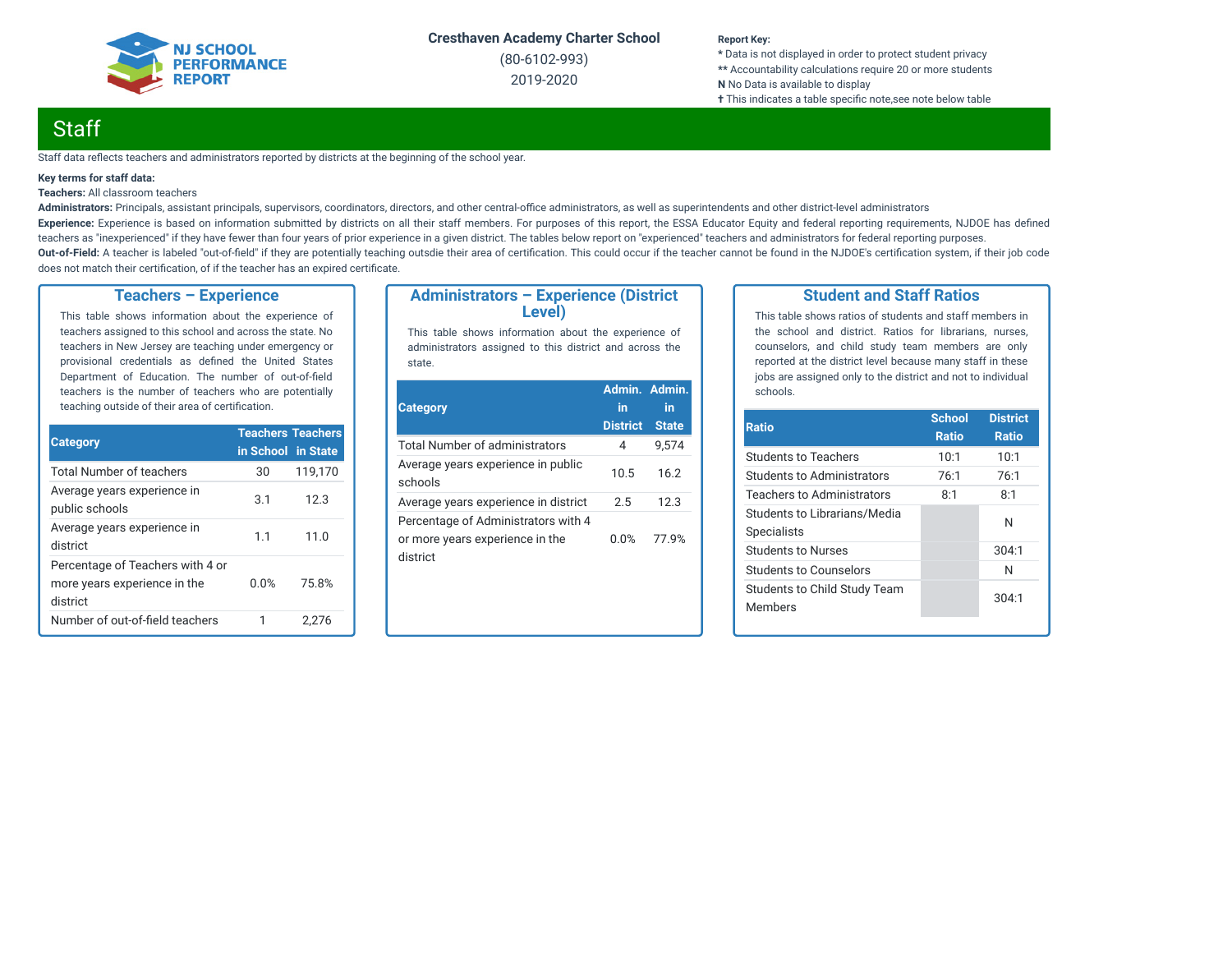Cresthaven Academy Charter School

(80-6102-993)

2019-2020

**Report Key:**
* Data is not displayed in order to protect student privacy
** Accountability calculations require 20 or more students
**N** No Data is available to display
✝ This indicates a table specific note,see note below table

# Staff

Staff data reflects teachers and administrators reported by districts at the beginning of the school year.

**Key terms for staff data:**

**Teachers:** All classroom teachers

**Administrators:** Principals, assistant principals, supervisors, coordinators, directors, and other central-office administrators, as well as superintendents and other district-level administrators

**Experience:** Experience is based on information submitted by districts on all their staff members. For purposes of this report, the ESSA Educator Equity and federal reporting requirements, NJDOE has defined teachers as "inexperienced" if they have fewer than four years of prior experience in a given district. The tables below report on "experienced" teachers and administrators for federal reporting purposes.

**Out-of-Field:** A teacher is labeled "out-of-field" if they are potentially teaching outsdie their area of certification. This could occur if the teacher cannot be found in the NJDOE's certification system, if their job code does not match their certification, of if the teacher has an expired certificate.

## Teachers – Experience

This table shows information about the experience of teachers assigned to this school and across the state. No teachers in New Jersey are teaching under emergency or provisional credentials as defined the United States Department of Education. The number of out-of-field teachers is the number of teachers who are potentially teaching outside of their area of certification.

| Category | Teachers in School | Teachers in State |
|---|---|---|
| Total Number of teachers | 30 | 119,170 |
| Average years experience in public schools | 3.1 | 12.3 |
| Average years experience in district | 1.1 | 11.0 |
| Percentage of Teachers with 4 or more years experience in the district | 0.0% | 75.8% |
| Number of out-of-field teachers | 1 | 2,276 |

## Administrators – Experience (District Level)

This table shows information about the experience of administrators assigned to this district and across the state.

| Category | Admin. in District | Admin. in State |
|---|---|---|
| Total Number of administrators | 4 | 9,574 |
| Average years experience in public schools | 10.5 | 16.2 |
| Average years experience in district | 2.5 | 12.3 |
| Percentage of Administrators with 4 or more years experience in the district | 0.0% | 77.9% |

## Student and Staff Ratios

This table shows ratios of students and staff members in the school and district. Ratios for librarians, nurses, counselors, and child study team members are only reported at the district level because many staff in these jobs are assigned only to the district and not to individual schools.

| Ratio | School Ratio | District Ratio |
|---|---|---|
| Students to Teachers | 10:1 | 10:1 |
| Students to Administrators | 76:1 | 76:1 |
| Teachers to Administrators | 8:1 | 8:1 |
| Students to Librarians/Media Specialists | | N |
| Students to Nurses | | 304:1 |
| Students to Counselors | | N |
| Students to Child Study Team Members | | 304:1 |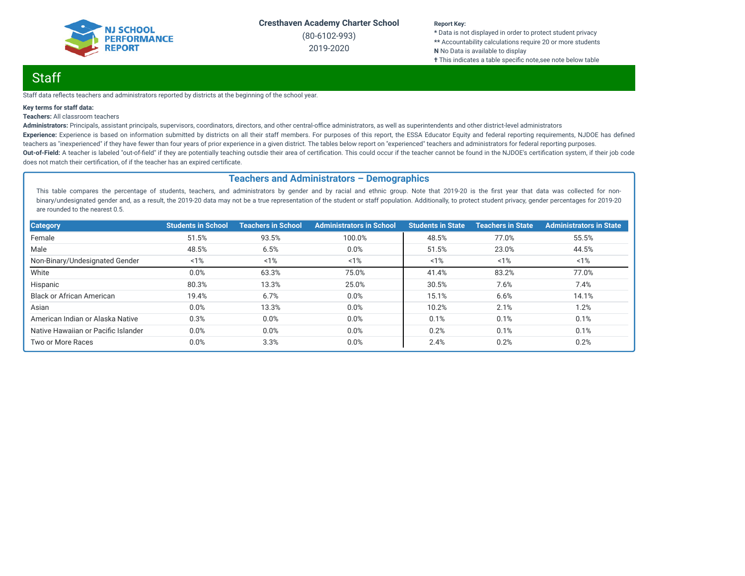Cresthaven Academy Charter School

(80-6102-993)

2019-2020

**Report Key:**
* Data is not displayed in order to protect student privacy
** Accountability calculations require 20 or more students
**N** No Data is available to display
✝ This indicates a table specific note,see note below table

# Staff

Staff data reflects teachers and administrators reported by districts at the beginning of the school year.

**Key terms for staff data:**

**Teachers:** All classroom teachers

**Administrators:** Principals, assistant principals, supervisors, coordinators, directors, and other central-office administrators, as well as superintendents and other district-level administrators

**Experience:** Experience is based on information submitted by districts on all their staff members. For purposes of this report, the ESSA Educator Equity and federal reporting requirements, NJDOE has defined teachers as "inexperienced" if they have fewer than four years of prior experience in a given district. The tables below report on "experienced" teachers and administrators for federal reporting purposes.

**Out-of-Field:** A teacher is labeled "out-of-field" if they are potentially teaching outsdie their area of certification. This could occur if the teacher cannot be found in the NJDOE's certification system, if their job code does not match their certification, of if the teacher has an expired certificate.

## Teachers and Administrators – Demographics

This table compares the percentage of students, teachers, and administrators by gender and by racial and ethnic group. Note that 2019-20 is the first year that data was collected for non-binary/undesignated gender and, as a result, the 2019-20 data may not be a true representation of the student or staff population. Additionally, to protect student privacy, gender percentages for 2019-20 are rounded to the nearest 0.5.

| Category | Students in School | Teachers in School | Administrators in School | Students in State | Teachers in State | Administrators in State |
|---|---|---|---|---|---|---|
| Female | 51.5% | 93.5% | 100.0% | 48.5% | 77.0% | 55.5% |
| Male | 48.5% | 6.5% | 0.0% | 51.5% | 23.0% | 44.5% |
| Non-Binary/Undesignated Gender | <1% | <1% | <1% | <1% | <1% | <1% |
| White | 0.0% | 63.3% | 75.0% | 41.4% | 83.2% | 77.0% |
| Hispanic | 80.3% | 13.3% | 25.0% | 30.5% | 7.6% | 7.4% |
| Black or African American | 19.4% | 6.7% | 0.0% | 15.1% | 6.6% | 14.1% |
| Asian | 0.0% | 13.3% | 0.0% | 10.2% | 2.1% | 1.2% |
| American Indian or Alaska Native | 0.3% | 0.0% | 0.0% | 0.1% | 0.1% | 0.1% |
| Native Hawaiian or Pacific Islander | 0.0% | 0.0% | 0.0% | 0.2% | 0.1% | 0.1% |
| Two or More Races | 0.0% | 3.3% | 0.0% | 2.4% | 0.2% | 0.2% |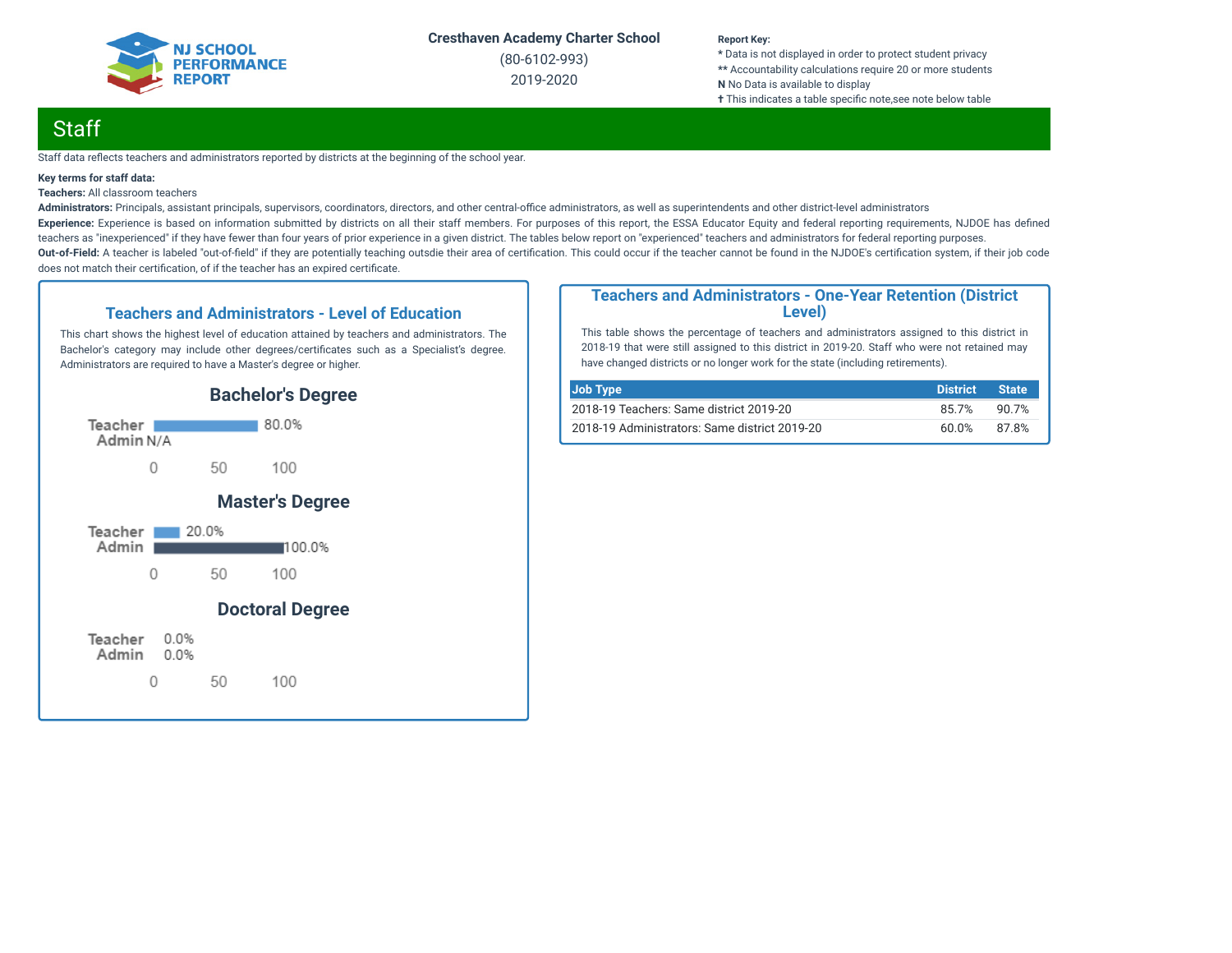Cresthaven Academy Charter School

(80-6102-993)

2019-2020

**Report Key:**
* Data is not displayed in order to protect student privacy
** Accountability calculations require 20 or more students
**N** No Data is available to display
✝ This indicates a table specific note,see note below table

# Staff

Staff data reflects teachers and administrators reported by districts at the beginning of the school year.

**Key terms for staff data:**
**Teachers:** All classroom teachers
**Administrators:** Principals, assistant principals, supervisors, coordinators, directors, and other central-office administrators, as well as superintendents and other district-level administrators
**Experience:** Experience is based on information submitted by districts on all their staff members. For purposes of this report, the ESSA Educator Equity and federal reporting requirements, NJDOE has defined teachers as "inexperienced" if they have fewer than four years of prior experience in a given district. The tables below report on "experienced" teachers and administrators for federal reporting purposes.
**Out-of-Field:** A teacher is labeled "out-of-field" if they are potentially teaching outsdie their area of certification. This could occur if the teacher cannot be found in the NJDOE's certification system, if their job code does not match their certification, of if the teacher has an expired certificate.

## Teachers and Administrators - Level of Education

This chart shows the highest level of education attained by teachers and administrators. The Bachelor's category may include other degrees/certificates such as a Specialist's degree. Administrators are required to have a Master's degree or higher.

### Bachelor's Degree

| | Percent |
|---|---|
| Teacher | 80.0% |
| Admin | N/A |

### Master's Degree

| | Percent |
|---|---|
| Teacher | 20.0% |
| Admin | 100.0% |

### Doctoral Degree

| | Percent |
|---|---|
| Teacher | 0.0% |
| Admin | 0.0% |

## Teachers and Administrators - One-Year Retention (District Level)

This table shows the percentage of teachers and administrators assigned to this district in 2018-19 that were still assigned to this district in 2019-20. Staff who were not retained may have changed districts or no longer work for the state (including retirements).

| Job Type | District | State |
|---|---|---|
| 2018-19 Teachers: Same district 2019-20 | 85.7% | 90.7% |
| 2018-19 Administrators: Same district 2019-20 | 60.0% | 87.8% |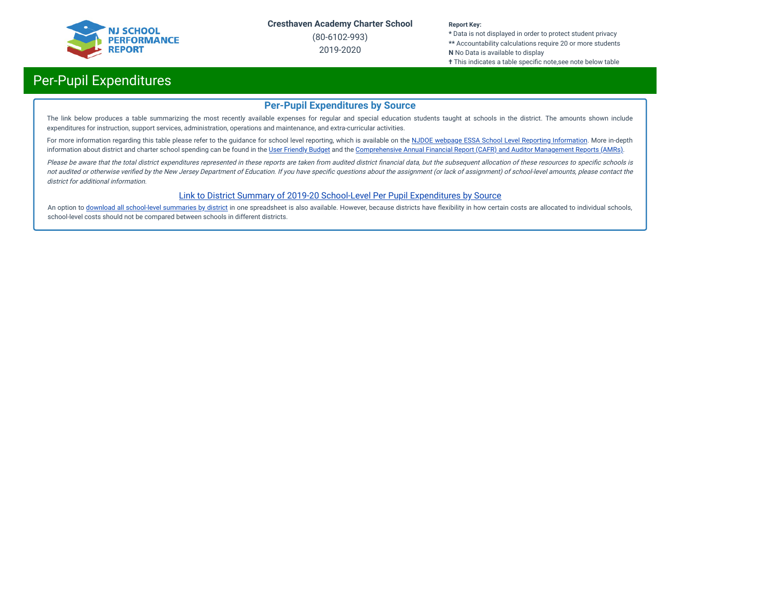Cresthaven Academy Charter School

(80-6102-993)

2019-2020

**Report Key:**
* Data is not displayed in order to protect student privacy
** Accountability calculations require 20 or more students
**N** No Data is available to display
✝ This indicates a table specific note,see note below table

# Per-Pupil Expenditures

## Per-Pupil Expenditures by Source

The link below produces a table summarizing the most recently available expenses for regular and special education students taught at schools in the district. The amounts shown include expenditures for instruction, support services, administration, operations and maintenance, and extra-curricular activities.

For more information regarding this table please refer to the guidance for school level reporting, which is available on the NJDOE webpage ESSA School Level Reporting Information. More in-depth information about district and charter school spending can be found in the User Friendly Budget and the Comprehensive Annual Financial Report (CAFR) and Auditor Management Reports (AMRs).

*Please be aware that the total district expenditures represented in these reports are taken from audited district financial data, but the subsequent allocation of these resources to specific schools is not audited or otherwise verified by the New Jersey Department of Education. If you have specific questions about the assignment (or lack of assignment) of school-level amounts, please contact the district for additional information.*

Link to District Summary of 2019-20 School-Level Per Pupil Expenditures by Source

An option to download all school-level summaries by district in one spreadsheet is also available. However, because districts have flexibility in how certain costs are allocated to individual schools, school-level costs should not be compared between schools in different districts.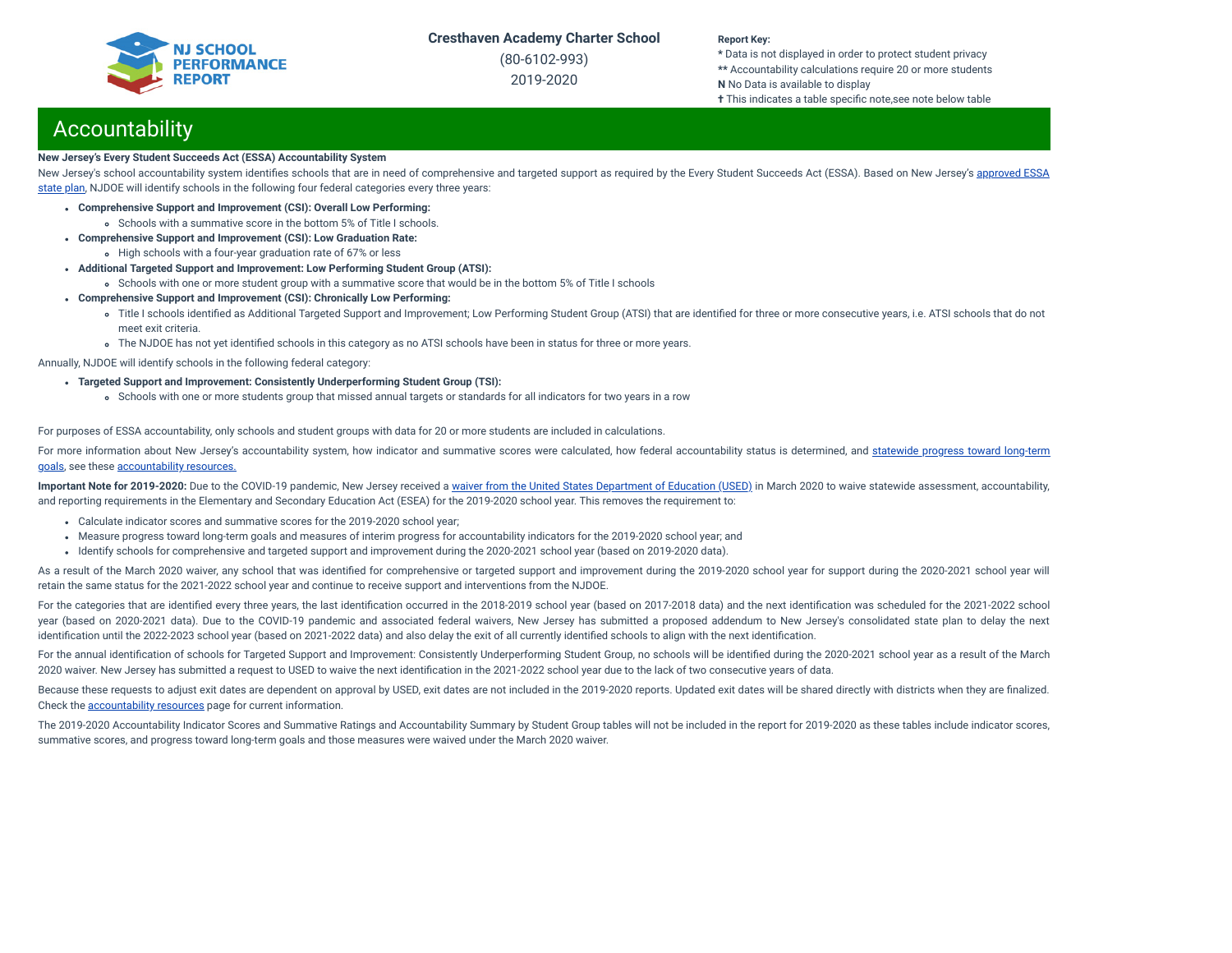## Accountability

**New Jersey's Every Student Succeeds Act (ESSA) Accountability System**

New Jersey's school accountability system identifies schools that are in need of comprehensive and targeted support as required by the Every Student Succeeds Act (ESSA). Based on New Jersey's approved ESSA state plan, NJDOE will identify schools in the following four federal categories every three years:

- **Comprehensive Support and Improvement (CSI): Overall Low Performing:**
  - Schools with a summative score in the bottom 5% of Title I schools.
- **Comprehensive Support and Improvement (CSI): Low Graduation Rate:**
  - High schools with a four-year graduation rate of 67% or less
- **Additional Targeted Support and Improvement: Low Performing Student Group (ATSI):**
  - Schools with one or more student group with a summative score that would be in the bottom 5% of Title I schools
- **Comprehensive Support and Improvement (CSI): Chronically Low Performing:**
  - Title I schools identified as Additional Targeted Support and Improvement; Low Performing Student Group (ATSI) that are identified for three or more consecutive years, i.e. ATSI schools that do not meet exit criteria.
  - The NJDOE has not yet identified schools in this category as no ATSI schools have been in status for three or more years.

Annually, NJDOE will identify schools in the following federal category:

- **Targeted Support and Improvement: Consistently Underperforming Student Group (TSI):**
  - Schools with one or more students group that missed annual targets or standards for all indicators for two years in a row

For purposes of ESSA accountability, only schools and student groups with data for 20 or more students are included in calculations.

For more information about New Jersey's accountability system, how indicator and summative scores were calculated, how federal accountability status is determined, and statewide progress toward long-term goals, see these accountability resources.

**Important Note for 2019-2020:** Due to the COVID-19 pandemic, New Jersey received a waiver from the United States Department of Education (USED) in March 2020 to waive statewide assessment, accountability, and reporting requirements in the Elementary and Secondary Education Act (ESEA) for the 2019-2020 school year. This removes the requirement to:

- Calculate indicator scores and summative scores for the 2019-2020 school year;
- Measure progress toward long-term goals and measures of interim progress for accountability indicators for the 2019-2020 school year; and
- Identify schools for comprehensive and targeted support and improvement during the 2020-2021 school year (based on 2019-2020 data).

As a result of the March 2020 waiver, any school that was identified for comprehensive or targeted support and improvement during the 2019-2020 school year for support during the 2020-2021 school year will retain the same status for the 2021-2022 school year and continue to receive support and interventions from the NJDOE.

For the categories that are identified every three years, the last identification occurred in the 2018-2019 school year (based on 2017-2018 data) and the next identification was scheduled for the 2021-2022 school year (based on 2020-2021 data). Due to the COVID-19 pandemic and associated federal waivers, New Jersey has submitted a proposed addendum to New Jersey's consolidated state plan to delay the next identification until the 2022-2023 school year (based on 2021-2022 data) and also delay the exit of all currently identified schools to align with the next identification.

For the annual identification of schools for Targeted Support and Improvement: Consistently Underperforming Student Group, no schools will be identified during the 2020-2021 school year as a result of the March 2020 waiver. New Jersey has submitted a request to USED to waive the next identification in the 2021-2022 school year due to the lack of two consecutive years of data.

Because these requests to adjust exit dates are dependent on approval by USED, exit dates are not included in the 2019-2020 reports. Updated exit dates will be shared directly with districts when they are finalized. Check the accountability resources page for current information.

The 2019-2020 Accountability Indicator Scores and Summative Ratings and Accountability Summary by Student Group tables will not be included in the report for 2019-2020 as these tables include indicator scores, summative scores, and progress toward long-term goals and those measures were waived under the March 2020 waiver.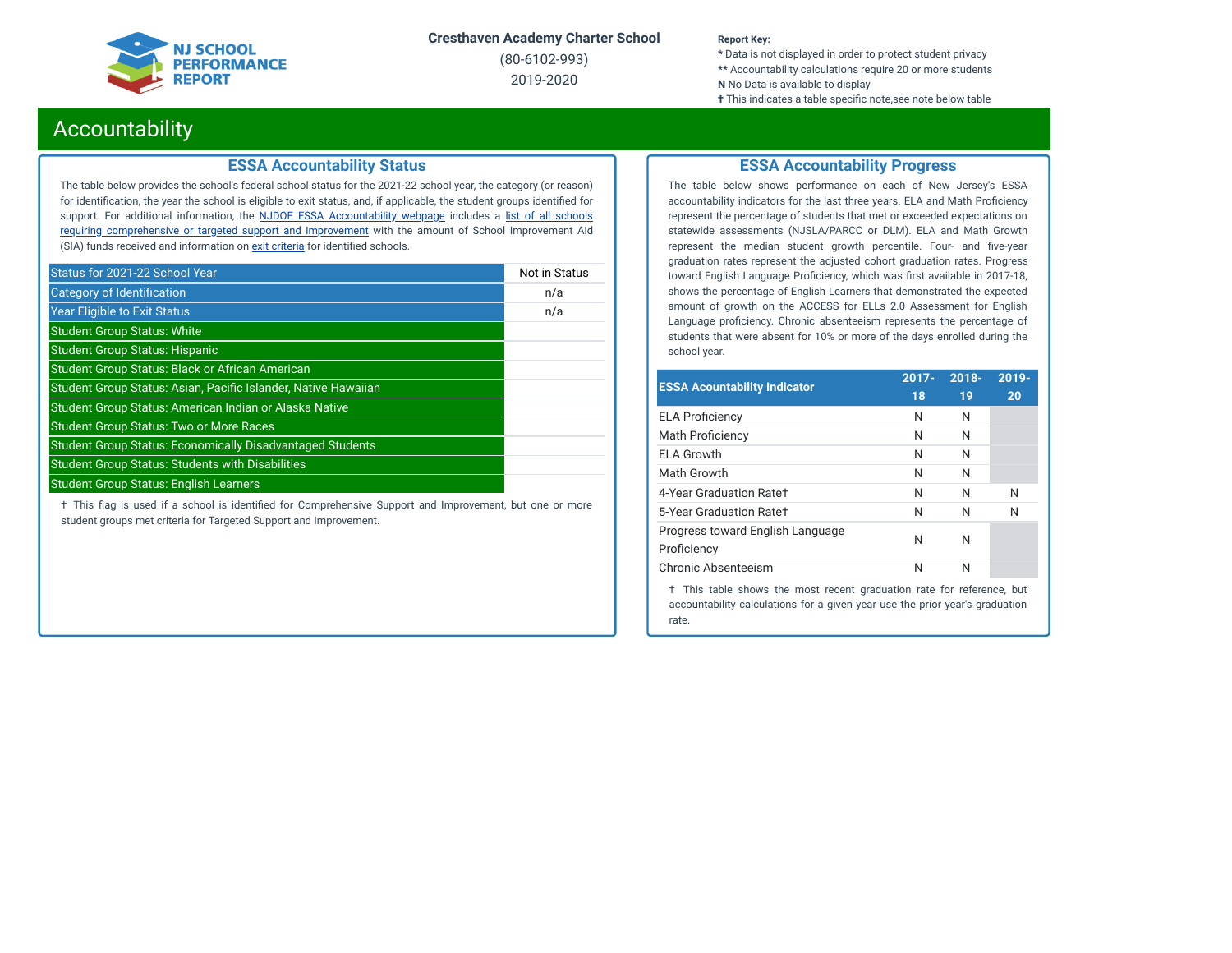Cresthaven Academy Charter School

(80-6102-993)

2019-2020

**Report Key:**
- \* Data is not displayed in order to protect student privacy
- \*\* Accountability calculations require 20 or more students
- **N** No Data is available to display
- † This indicates a table specific note,see note below table

# Accountability

## ESSA Accountability Status

The table below provides the school's federal school status for the 2021-22 school year, the category (or reason) for identification, the year the school is eligible to exit status, and, if applicable, the student groups identified for support. For additional information, the NJDOE ESSA Accountability webpage includes a list of all schools requiring comprehensive or targeted support and improvement with the amount of School Improvement Aid (SIA) funds received and information on exit criteria for identified schools.

| Status for 2021-22 School Year | Not in Status |
|---|---|
| Category of Identification | n/a |
| Year Eligible to Exit Status | n/a |
| Student Group Status: White | |
| Student Group Status: Hispanic | |
| Student Group Status: Black or African American | |
| Student Group Status: Asian, Pacific Islander, Native Hawaiian | |
| Student Group Status: American Indian or Alaska Native | |
| Student Group Status: Two or More Races | |
| Student Group Status: Economically Disadvantaged Students | |
| Student Group Status: Students with Disabilities | |
| Student Group Status: English Learners | |

† This flag is used if a school is identified for Comprehensive Support and Improvement, but one or more student groups met criteria for Targeted Support and Improvement.

## ESSA Accountability Progress

The table below shows performance on each of New Jersey's ESSA accountability indicators for the last three years. ELA and Math Proficiency represent the percentage of students that met or exceeded expectations on statewide assessments (NJSLA/PARCC or DLM). ELA and Math Growth represent the median student growth percentile. Four- and five-year graduation rates represent the adjusted cohort graduation rates. Progress toward English Language Proficiency, which was first available in 2017-18, shows the percentage of English Learners that demonstrated the expected amount of growth on the ACCESS for ELLs 2.0 Assessment for English Language proficiency. Chronic absenteeism represents the percentage of students that were absent for 10% or more of the days enrolled during the school year.

| ESSA Accountability Indicator | 2017-18 | 2018-19 | 2019-20 |
|---|---|---|---|
| ELA Proficiency | N | N | |
| Math Proficiency | N | N | |
| ELA Growth | N | N | |
| Math Growth | N | N | |
| 4-Year Graduation Rate† | N | N | N |
| 5-Year Graduation Rate† | N | N | N |
| Progress toward English Language Proficiency | N | N | |
| Chronic Absenteeism | N | N | |

† This table shows the most recent graduation rate for reference, but accountability calculations for a given year use the prior year's graduation rate.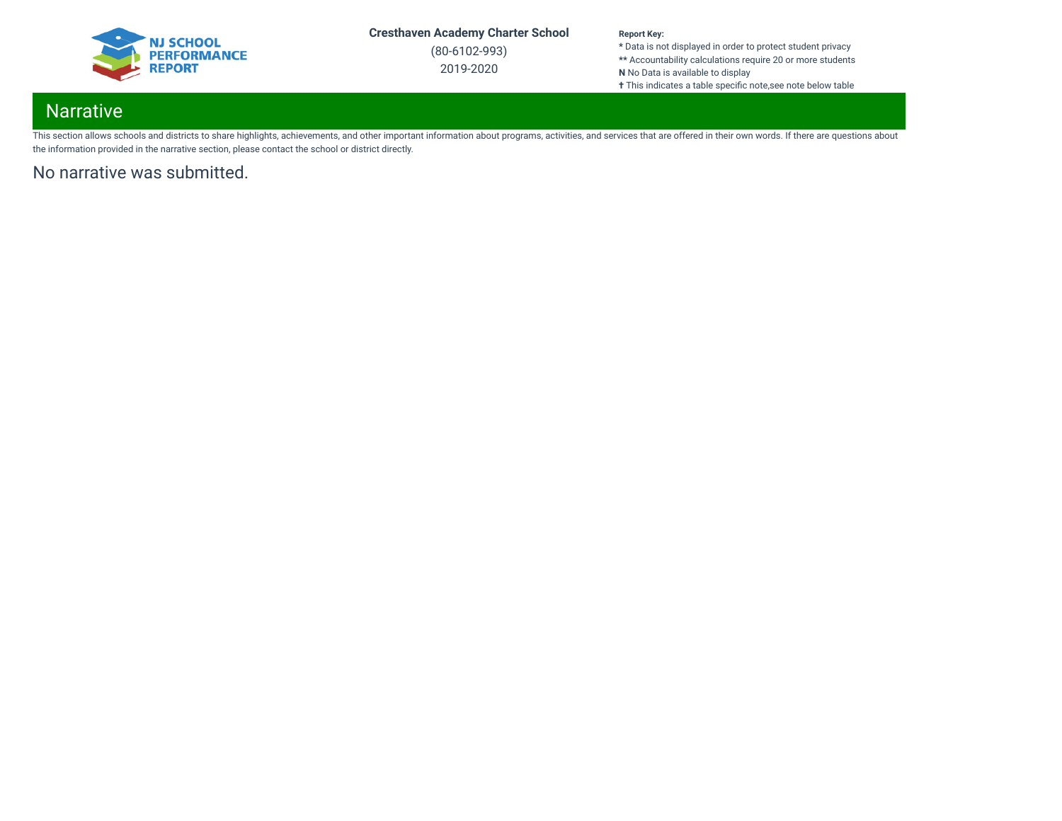## Narrative

This section allows schools and districts to share highlights, achievements, and other important information about programs, activities, and services that are offered in their own words. If there are questions about the information provided in the narrative section, please contact the school or district directly.

No narrative was submitted.